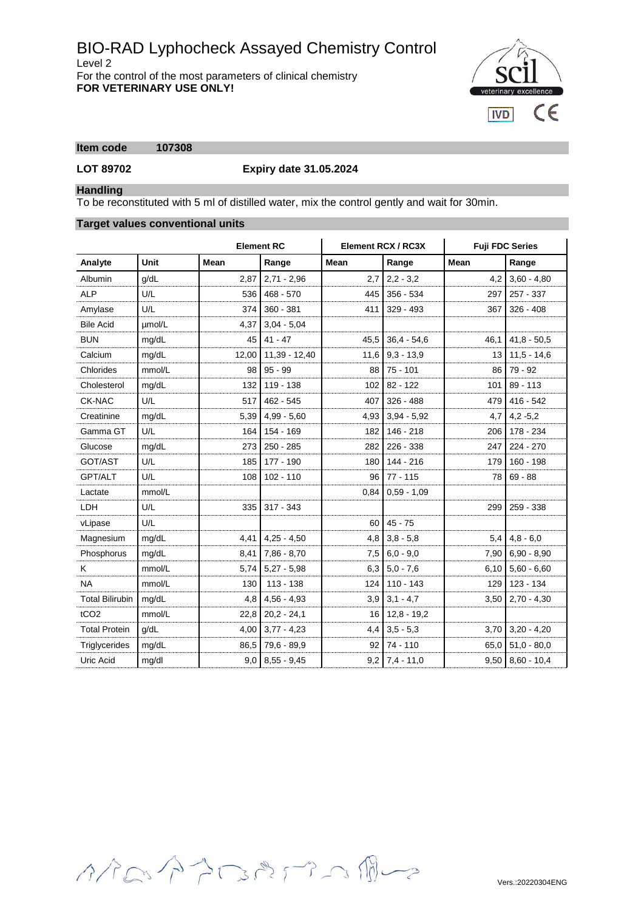# BIO-RAD Lyphocheck Assayed Chemistry Control

Level 2

For the control of the most parameters of clinical chemistry

**FOR VETERINARY USE ONLY!**

**Item code** **107308**

**LOT 89702** **Expiry date 31.05.2024**

## Handling

To be reconstituted with 5 ml of distilled water, mix the control gently and wait for 30min.

## Target values conventional units

| | | Element RC | | Element RCX / RC3X | | Fuji FDC Series | |
|---|---|---|---|---|---|---|---|
| **Analyte** | **Unit** | **Mean** | **Range** | **Mean** | **Range** | **Mean** | **Range** |
| Albumin | g/dL | 2,87 | 2,71 - 2,96 | 2,7 | 2,2 - 3,2 | 4,2 | 3,60 - 4,80 |
| ALP | U/L | 536 | 468 - 570 | 445 | 356 - 534 | 297 | 257 - 337 |
| Amylase | U/L | 374 | 360 - 381 | 411 | 329 - 493 | 367 | 326 - 408 |
| Bile Acid | µmol/L | 4,37 | 3,04 - 5,04 | | | | |
| BUN | mg/dL | 45 | 41 - 47 | 45,5 | 36,4 - 54,6 | 46,1 | 41,8 - 50,5 |
| Calcium | mg/dL | 12,00 | 11,39 - 12,40 | 11,6 | 9,3 - 13,9 | 13 | 11,5 - 14,6 |
| Chlorides | mmol/L | 98 | 95 - 99 | 88 | 75 - 101 | 86 | 79 - 92 |
| Cholesterol | mg/dL | 132 | 119 - 138 | 102 | 82 - 122 | 101 | 89 - 113 |
| CK-NAC | U/L | 517 | 462 - 545 | 407 | 326 - 488 | 479 | 416 - 542 |
| Creatinine | mg/dL | 5,39 | 4,99 - 5,60 | 4,93 | 3,94 - 5,92 | 4,7 | 4,2 -5,2 |
| Gamma GT | U/L | 164 | 154 - 169 | 182 | 146 - 218 | 206 | 178 - 234 |
| Glucose | mg/dL | 273 | 250 - 285 | 282 | 226 - 338 | 247 | 224 - 270 |
| GOT/AST | U/L | 185 | 177 - 190 | 180 | 144 - 216 | 179 | 160 - 198 |
| GPT/ALT | U/L | 108 | 102 - 110 | 96 | 77 - 115 | 78 | 69 - 88 |
| Lactate | mmol/L | | | 0,84 | 0,59 - 1,09 | | |
| LDH | U/L | 335 | 317 - 343 | | | 299 | 259 - 338 |
| vLipase | U/L | | | 60 | 45 - 75 | | |
| Magnesium | mg/dL | 4,41 | 4,25 - 4,50 | 4,8 | 3,8 - 5,8 | 5,4 | 4,8 - 6,0 |
| Phosphorus | mg/dL | 8,41 | 7,86 - 8,70 | 7,5 | 6,0 - 9,0 | 7,90 | 6,90 - 8,90 |
| K | mmol/L | 5,74 | 5,27 - 5,98 | 6,3 | 5,0 - 7,6 | 6,10 | 5,60 - 6,60 |
| NA | mmol/L | 130 | 113 - 138 | 124 | 110 - 143 | 129 | 123 - 134 |
| Total Bilirubin | mg/dL | 4,8 | 4,56 - 4,93 | 3,9 | 3,1 - 4,7 | 3,50 | 2,70 - 4,30 |
| tCO2 | mmol/L | 22,8 | 20,2 - 24,1 | 16 | 12,8 - 19,2 | | |
| Total Protein | g/dL | 4,00 | 3,77 - 4,23 | 4,4 | 3,5 - 5,3 | 3,70 | 3,20 - 4,20 |
| Triglycerides | mg/dL | 86,5 | 79,6 - 89,9 | 92 | 74 - 110 | 65,0 | 51,0 - 80,0 |
| Uric Acid | mg/dl | 9,0 | 8,55 - 9,45 | 9,2 | 7,4 - 11,0 | 9,50 | 8,60 - 10,4 |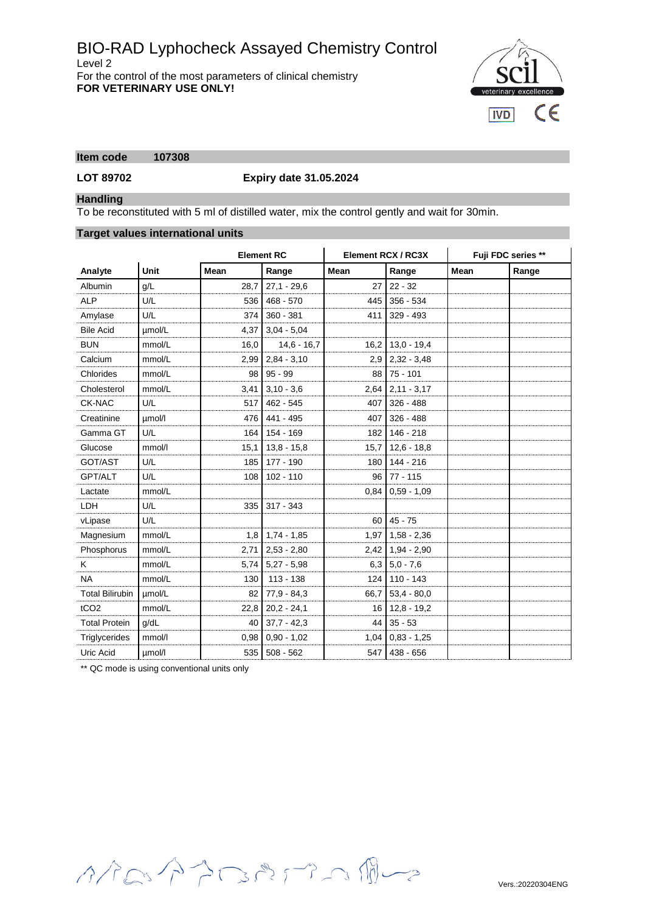# BIO-RAD Lyphocheck Assayed Chemistry Control

Level 2

For the control of the most parameters of clinical chemistry

**FOR VETERINARY USE ONLY!**

IVD CE

**Item code 107308**

**LOT 89702** **Expiry date 31.05.2024**

**Handling**

To be reconstituted with 5 ml of distilled water, mix the control gently and wait for 30min.

**Target values international units**

| | | Element RC | | Element RCX / RC3X | | Fuji FDC series ** | |
|---|---|---|---|---|---|---|---|
| **Analyte** | **Unit** | **Mean** | **Range** | **Mean** | **Range** | **Mean** | **Range** |
| Albumin | g/L | 28,7 | 27,1 - 29,6 | 27 | 22 - 32 | | |
| ALP | U/L | 536 | 468 - 570 | 445 | 356 - 534 | | |
| Amylase | U/L | 374 | 360 - 381 | 411 | 329 - 493 | | |
| Bile Acid | µmol/L | 4,37 | 3,04 - 5,04 | | | | |
| BUN | mmol/L | 16,0 | 14,6 - 16,7 | 16,2 | 13,0 - 19,4 | | |
| Calcium | mmol/L | 2,99 | 2,84 - 3,10 | 2,9 | 2,32 - 3,48 | | |
| Chlorides | mmol/L | 98 | 95 - 99 | 88 | 75 - 101 | | |
| Cholesterol | mmol/L | 3,41 | 3,10 - 3,6 | 2,64 | 2,11 - 3,17 | | |
| CK-NAC | U/L | 517 | 462 - 545 | 407 | 326 - 488 | | |
| Creatinine | µmol/l | 476 | 441 - 495 | 407 | 326 - 488 | | |
| Gamma GT | U/L | 164 | 154 - 169 | 182 | 146 - 218 | | |
| Glucose | mmol/l | 15,1 | 13,8 - 15,8 | 15,7 | 12,6 - 18,8 | | |
| GOT/AST | U/L | 185 | 177 - 190 | 180 | 144 - 216 | | |
| GPT/ALT | U/L | 108 | 102 - 110 | 96 | 77 - 115 | | |
| Lactate | mmol/L | | | 0,84 | 0,59 - 1,09 | | |
| LDH | U/L | 335 | 317 - 343 | | | | |
| vLipase | U/L | | | 60 | 45 - 75 | | |
| Magnesium | mmol/L | 1,8 | 1,74 - 1,85 | 1,97 | 1,58 - 2,36 | | |
| Phosphorus | mmol/L | 2,71 | 2,53 - 2,80 | 2,42 | 1,94 - 2,90 | | |
| K | mmol/L | 5,74 | 5,27 - 5,98 | 6,3 | 5,0 - 7,6 | | |
| NA | mmol/L | 130 | 113 - 138 | 124 | 110 - 143 | | |
| Total Bilirubin | µmol/L | 82 | 77,9 - 84,3 | 66,7 | 53,4 - 80,0 | | |
| tCO2 | mmol/L | 22,8 | 20,2 - 24,1 | 16 | 12,8 - 19,2 | | |
| Total Protein | g/dL | 40 | 37,7 - 42,3 | 44 | 35 - 53 | | |
| Triglycerides | mmol/l | 0,98 | 0,90 - 1,02 | 1,04 | 0,83 - 1,25 | | |
| Uric Acid | µmol/l | 535 | 508 - 562 | 547 | 438 - 656 | | |

** QC mode is using conventional units only

Vers.:20220304ENG